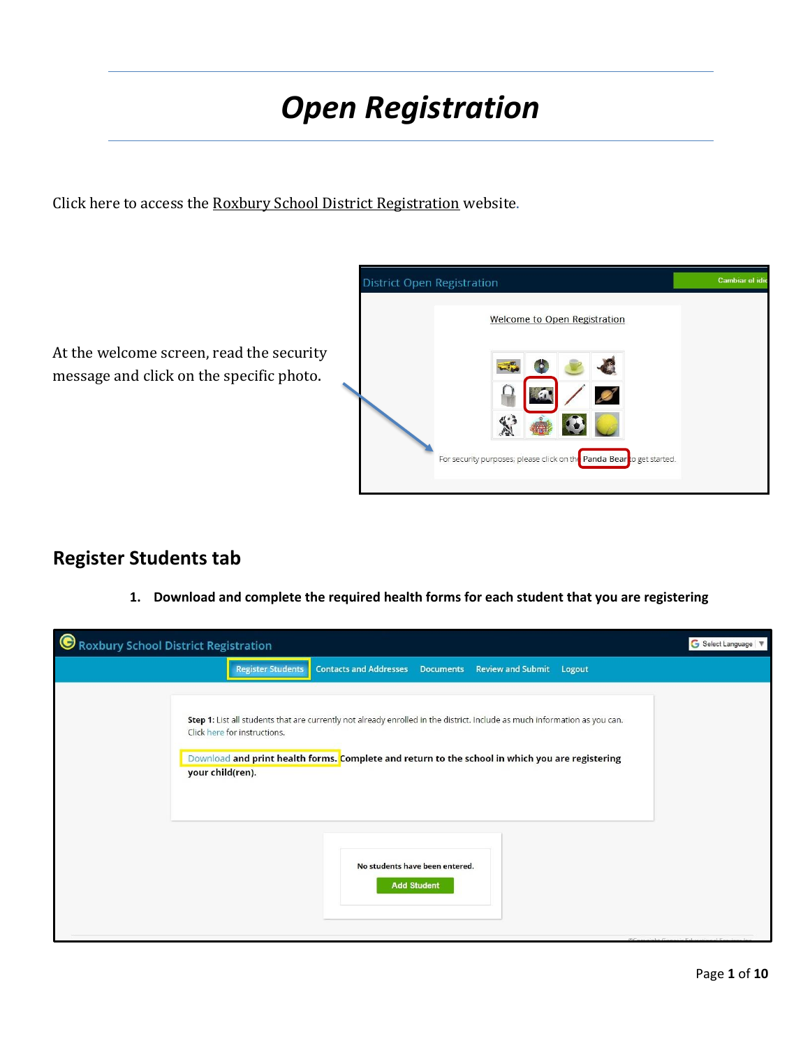# *Open Registration*

Click here to access the Roxbury School District Registration website.

At the welcome screen, read the security message and click on the specific photo.

## Register Students tab

1. **Download and complete the required health forms for each student that you are registering**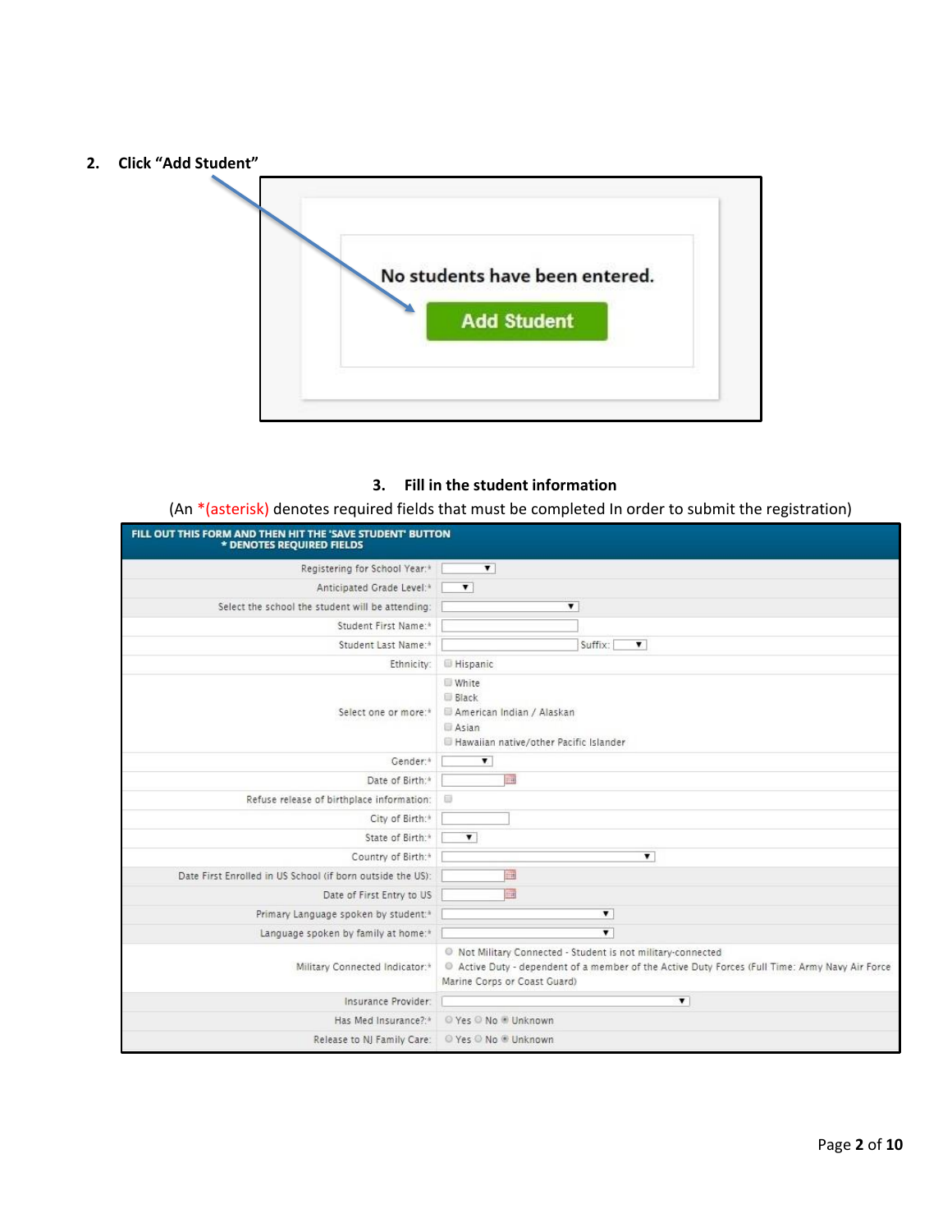2. **Click "Add Student"**

No students have been entered.

Add Student

3. **Fill in the student information**

(An *(asterisk) denotes required fields that must be completed In order to submit the registration)

**FILL OUT THIS FORM AND THEN HIT THE 'SAVE STUDENT' BUTTON**
**\* DENOTES REQUIRED FIELDS**

| Field | Input |
|---|---|
| Registering for School Year:* | |
| Anticipated Grade Level:* | |
| Select the school the student will be attending: | |
| Student First Name:* | |
| Student Last Name:* | Suffix: |
| Ethnicity: | Hispanic |
| Select one or more:* | White<br>Black<br>American Indian / Alaskan<br>Asian<br>Hawaiian native/other Pacific Islander |
| Gender:* | |
| Date of Birth:* | |
| Refuse release of birthplace information: | |
| City of Birth:* | |
| State of Birth:* | |
| Country of Birth:* | |
| Date First Enrolled in US School (if born outside the US): | |
| Date of First Entry to US | |
| Primary Language spoken by student:* | |
| Language spoken by family at home:* | |
| Military Connected Indicator:* | Not Military Connected - Student is not military-connected<br>Active Duty - dependent of a member of the Active Duty Forces (Full Time: Army Navy Air Force Marine Corps or Coast Guard) |
| Insurance Provider: | |
| Has Med Insurance?:* | Yes No Unknown |
| Release to NJ Family Care: | Yes No Unknown |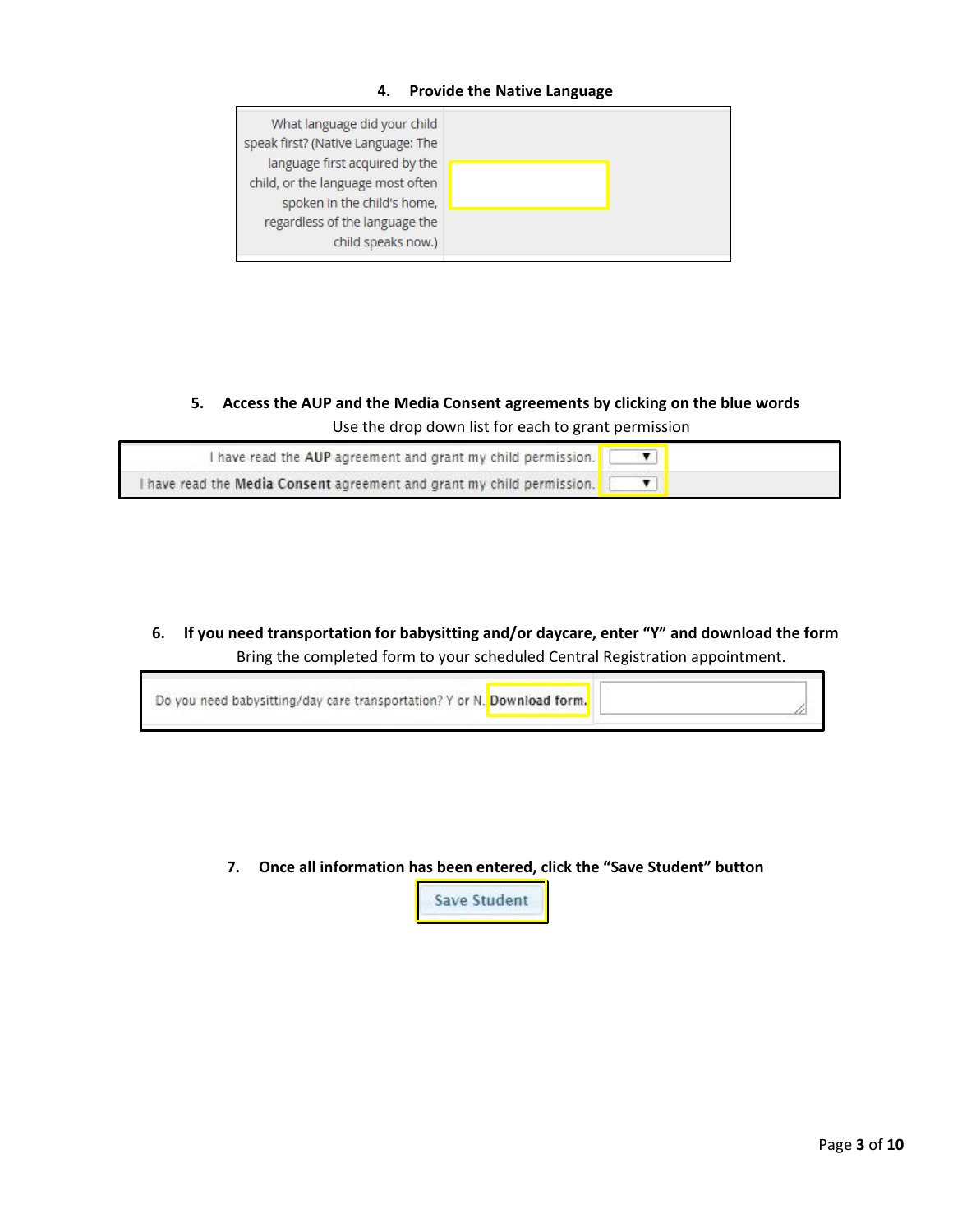4. **Provide the Native Language**

| What language did your child speak first? (Native Language: The language first acquired by the child, or the language most often spoken in the child's home, regardless of the language the child speaks now.) | |
|---|---|

5. **Access the AUP and the Media Consent agreements by clicking on the blue words**

Use the drop down list for each to grant permission

| I have read the **AUP** agreement and grant my child permission. | ▼ |
|---|---|
| I have read the **Media Consent** agreement and grant my child permission. | ▼ |

6. **If you need transportation for babysitting and/or daycare, enter "Y" and download the form**

Bring the completed form to your scheduled Central Registration appointment.

| Do you need babysitting/day care transportation? Y or N. **Download form.** | |
|---|---|

7. **Once all information has been entered, click the "Save Student" button**

Save Student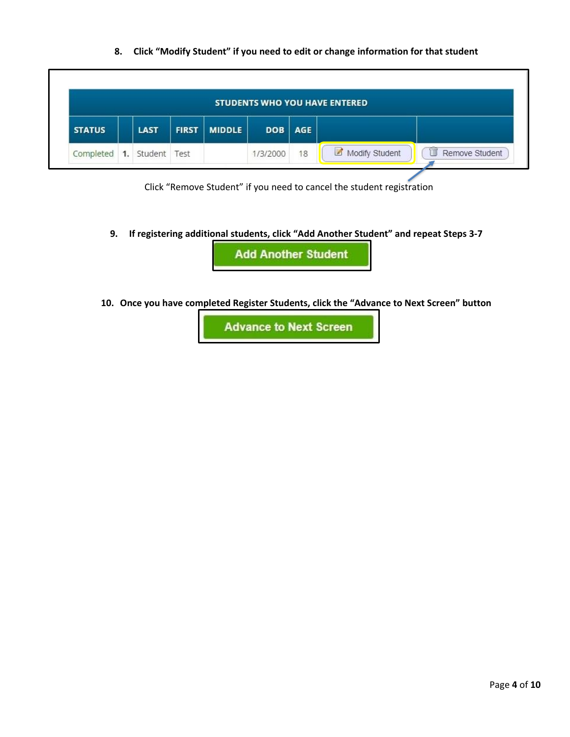8. **Click "Modify Student" if you need to edit or change information for that student**

| STUDENTS WHO YOU HAVE ENTERED | | | | | | | | |
|---|---|---|---|---|---|---|---|---|
| STATUS | | LAST | FIRST | MIDDLE | DOB | AGE | | |
| Completed | 1. | Student | Test | | 1/3/2000 | 18 | Modify Student | Remove Student |

Click "Remove Student" if you need to cancel the student registration

9. **If registering additional students, click "Add Another Student" and repeat Steps 3-7**

**Add Another Student**

10. **Once you have completed Register Students, click the "Advance to Next Screen" button**

**Advance to Next Screen**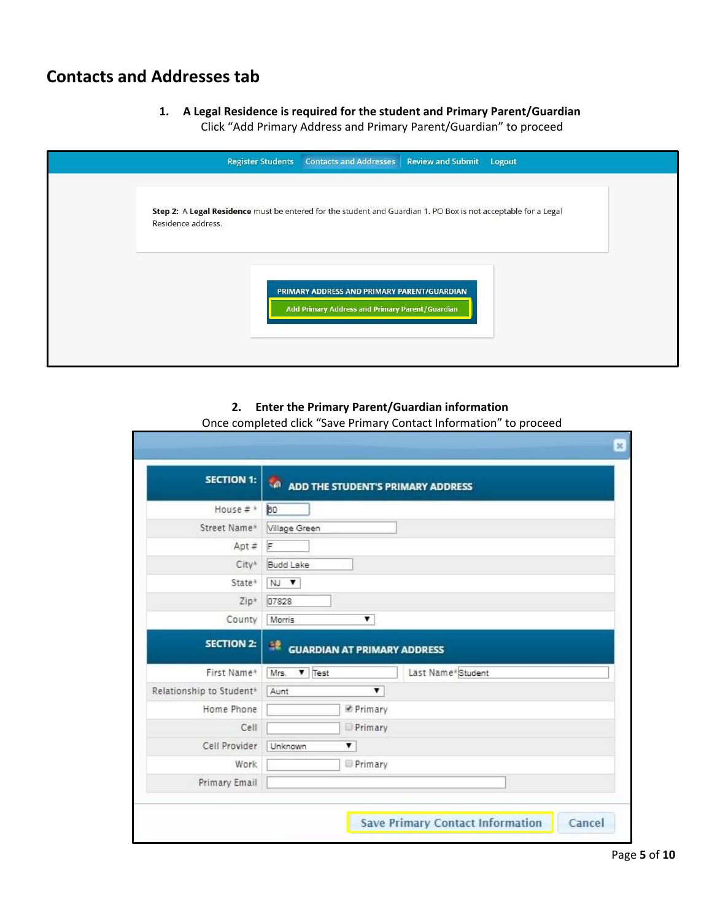## Contacts and Addresses tab

1. **A Legal Residence is required for the student and Primary Parent/Guardian**
   Click "Add Primary Address and Primary Parent/Guardian" to proceed

Register Students | Contacts and Addresses | Review and Submit | Logout

**Step 2:** A **Legal Residence** must be entered for the student and Guardian 1. PO Box is not acceptable for a Legal Residence address.

PRIMARY ADDRESS AND PRIMARY PARENT/GUARDIAN

Add Primary Address and Primary Parent/Guardian

2. **Enter the Primary Parent/Guardian information**
   Once completed click "Save Primary Contact Information" to proceed

**SECTION 1:** ADD THE STUDENT'S PRIMARY ADDRESS

| | |
|---|---|
| House # * | 80 |
| Street Name* | Village Green |
| Apt # | F |
| City* | Budd Lake |
| State* | NJ |
| Zip* | 07828 |
| County | Morris |

**SECTION 2:** GUARDIAN AT PRIMARY ADDRESS

| | |
|---|---|
| First Name* | Mrs. Test — Last Name* Student |
| Relationship to Student* | Aunt |
| Home Phone | ☑ Primary |
| Cell | ☐ Primary |
| Cell Provider | Unknown |
| Work | ☐ Primary |
| Primary Email | |

Save Primary Contact Information | Cancel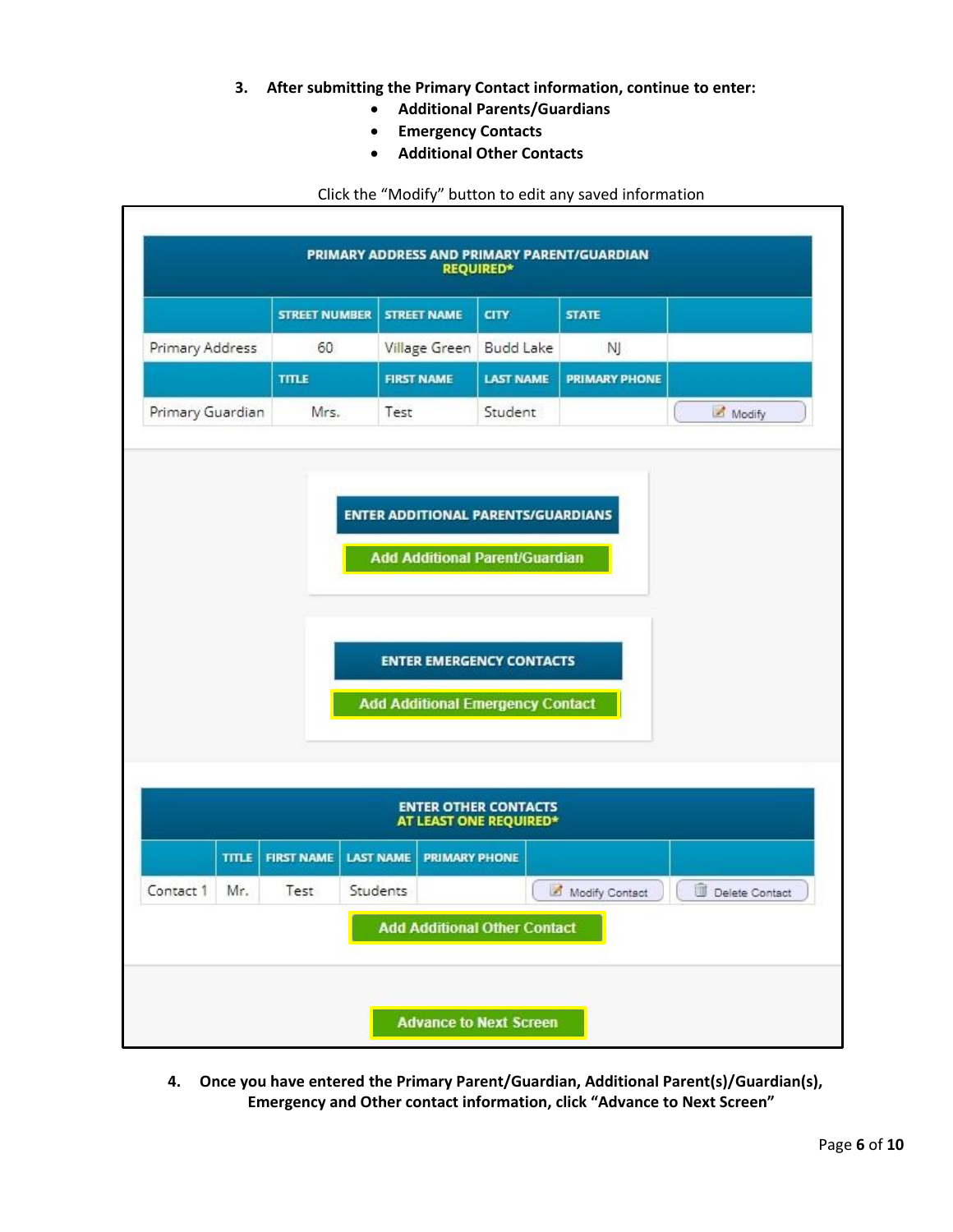3. **After submitting the Primary Contact information, continue to enter:**
   - **Additional Parents/Guardians**
   - **Emergency Contacts**
   - **Additional Other Contacts**

Click the "Modify" button to edit any saved information

**PRIMARY ADDRESS AND PRIMARY PARENT/GUARDIAN**
**REQUIRED***

| | STREET NUMBER | STREET NAME | CITY | STATE | |
|---|---|---|---|---|---|
| Primary Address | 60 | Village Green | Budd Lake | NJ | |
| | TITLE | FIRST NAME | LAST NAME | PRIMARY PHONE | |
| Primary Guardian | Mrs. | Test | Student | | Modify |

**ENTER ADDITIONAL PARENTS/GUARDIANS**

Add Additional Parent/Guardian

**ENTER EMERGENCY CONTACTS**

Add Additional Emergency Contact

**ENTER OTHER CONTACTS**
**AT LEAST ONE REQUIRED***

| | TITLE | FIRST NAME | LAST NAME | PRIMARY PHONE | | |
|---|---|---|---|---|---|---|
| Contact 1 | Mr. | Test | Students | | Modify Contact | Delete Contact |

Add Additional Other Contact

Advance to Next Screen

4. **Once you have entered the Primary Parent/Guardian, Additional Parent(s)/Guardian(s), Emergency and Other contact information, click "Advance to Next Screen"**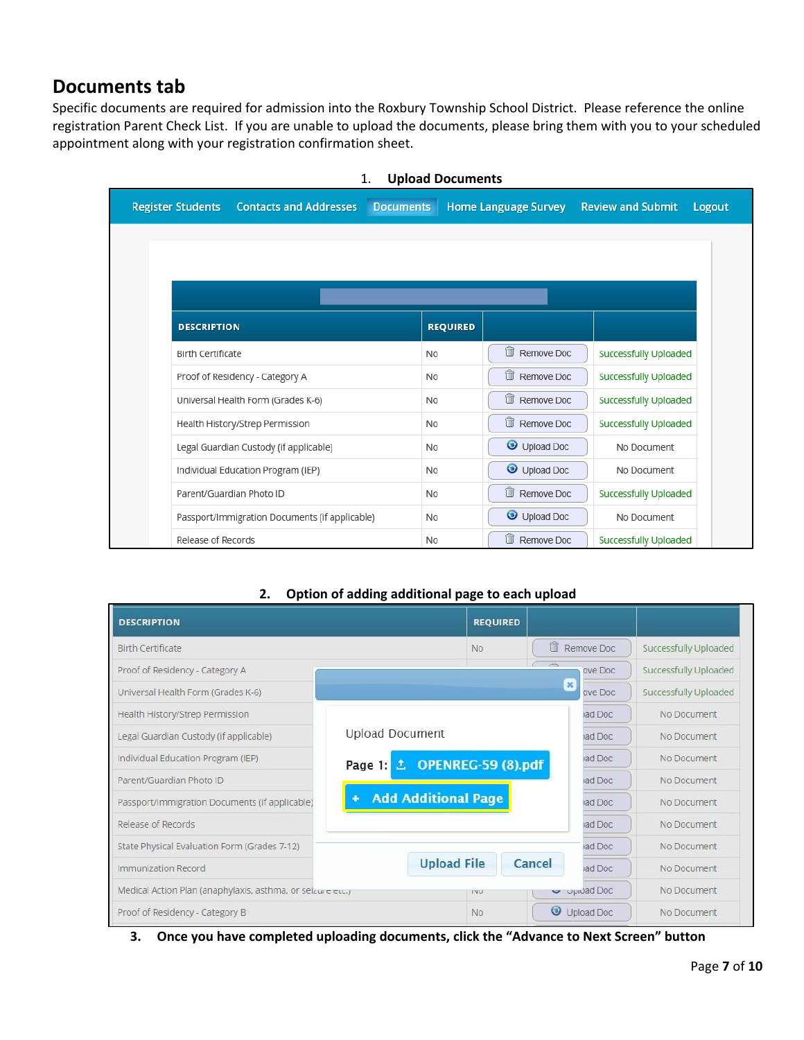## Documents tab

Specific documents are required for admission into the Roxbury Township School District. Please reference the online registration Parent Check List. If you are unable to upload the documents, please bring them with you to your scheduled appointment along with your registration confirmation sheet.

1. **Upload Documents**

Register Students | Contacts and Addresses | Documents | Home Language Survey | Review and Submit | Logout

| DESCRIPTION | REQUIRED | | |
|---|---|---|---|
| Birth Certificate | No | Remove Doc | Successfully Uploaded |
| Proof of Residency - Category A | No | Remove Doc | Successfully Uploaded |
| Universal Health Form (Grades K-6) | No | Remove Doc | Successfully Uploaded |
| Health History/Strep Permission | No | Remove Doc | Successfully Uploaded |
| Legal Guardian Custody (if applicable) | No | Upload Doc | No Document |
| Individual Education Program (IEP) | No | Upload Doc | No Document |
| Parent/Guardian Photo ID | No | Remove Doc | Successfully Uploaded |
| Passport/Immigration Documents (if applicable) | No | Upload Doc | No Document |
| Release of Records | No | Remove Doc | Successfully Uploaded |

2. **Option of adding additional page to each upload**

| DESCRIPTION | REQUIRED | | |
|---|---|---|---|
| Birth Certificate | No | Remove Doc | Successfully Uploaded |
| Proof of Residency - Category A | | Remove Doc | Successfully Uploaded |
| Universal Health Form (Grades K-6) | | Remove Doc | Successfully Uploaded |
| Health History/Strep Permission | | Upload Doc | No Document |
| Legal Guardian Custody (if applicable) | | Upload Doc | No Document |
| Individual Education Program (IEP) | | Upload Doc | No Document |
| Parent/Guardian Photo ID | | Upload Doc | No Document |
| Passport/Immigration Documents (if applicable) | | Upload Doc | No Document |
| Release of Records | | Upload Doc | No Document |
| State Physical Evaluation Form (Grades 7-12) | | Upload Doc | No Document |
| Immunization Record | | Upload Doc | No Document |
| Medical Action Plan (anaphylaxis, asthma, or seizure etc.) | No | Upload Doc | No Document |
| Proof of Residency - Category B | No | Upload Doc | No Document |

Upload Document

Page 1: OPENREG-59 (8).pdf

+ Add Additional Page

Upload File | Cancel

3. **Once you have completed uploading documents, click the "Advance to Next Screen" button**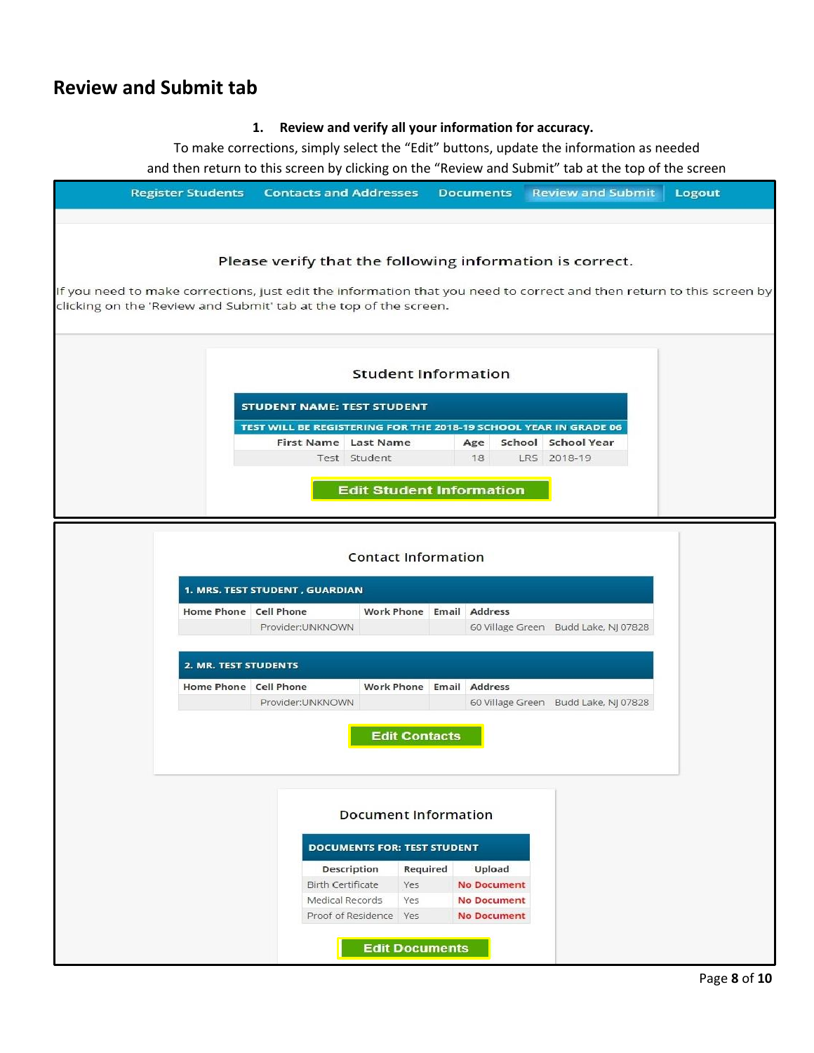## Review and Submit tab

1. **Review and verify all your information for accuracy.**

To make corrections, simply select the "Edit" buttons, update the information as needed and then return to this screen by clicking on the "Review and Submit" tab at the top of the screen

Register Students | Contacts and Addresses | Documents | Review and Submit | Logout

Please verify that the following information is correct.

If you need to make corrections, just edit the information that you need to correct and then return to this screen by clicking on the 'Review and Submit' tab at the top of the screen.

### Student Information

**STUDENT NAME: TEST STUDENT**

**TEST WILL BE REGISTERING FOR THE 2018-19 SCHOOL YEAR IN GRADE 06**

| First Name | Last Name | Age | School | School Year |
|---|---|---|---|---|
| Test | Student | 18 | LRS | 2018-19 |

**Edit Student Information**

### Contact Information

**1. MRS. TEST STUDENT , GUARDIAN**

| Home Phone | Cell Phone | Work Phone | Email | Address |
|---|---|---|---|---|
| | Provider:UNKNOWN | | | 60 Village Green Budd Lake, NJ 07828 |

**2. MR. TEST STUDENTS**

| Home Phone | Cell Phone | Work Phone | Email | Address |
|---|---|---|---|---|
| | Provider:UNKNOWN | | | 60 Village Green Budd Lake, NJ 07828 |

**Edit Contacts**

### Document Information

**DOCUMENTS FOR: TEST STUDENT**

| Description | Required | Upload |
|---|---|---|
| Birth Certificate | Yes | No Document |
| Medical Records | Yes | No Document |
| Proof of Residence | Yes | No Document |

**Edit Documents**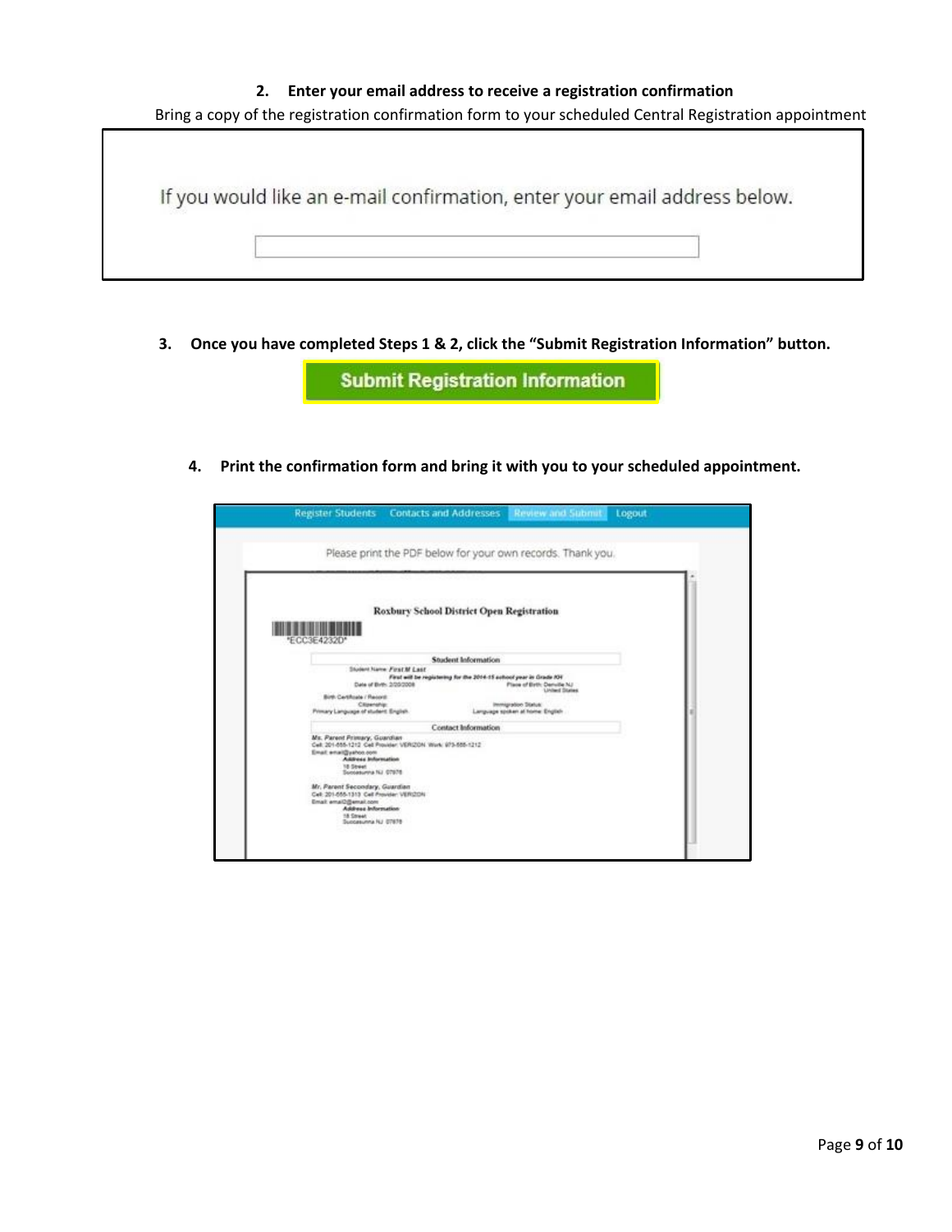2. **Enter your email address to receive a registration confirmation**

Bring a copy of the registration confirmation form to your scheduled Central Registration appointment

If you would like an e-mail confirmation, enter your email address below.

3. **Once you have completed Steps 1 & 2, click the "Submit Registration Information" button.**

Submit Registration Information

4. **Print the confirmation form and bring it with you to your scheduled appointment.**

Register Students | Contacts and Addresses | Review and Submit | Logout

Please print the PDF below for your own records. Thank you.

Roxbury School District Open Registration

*ECC3E4232D*

Student Information

Contact Information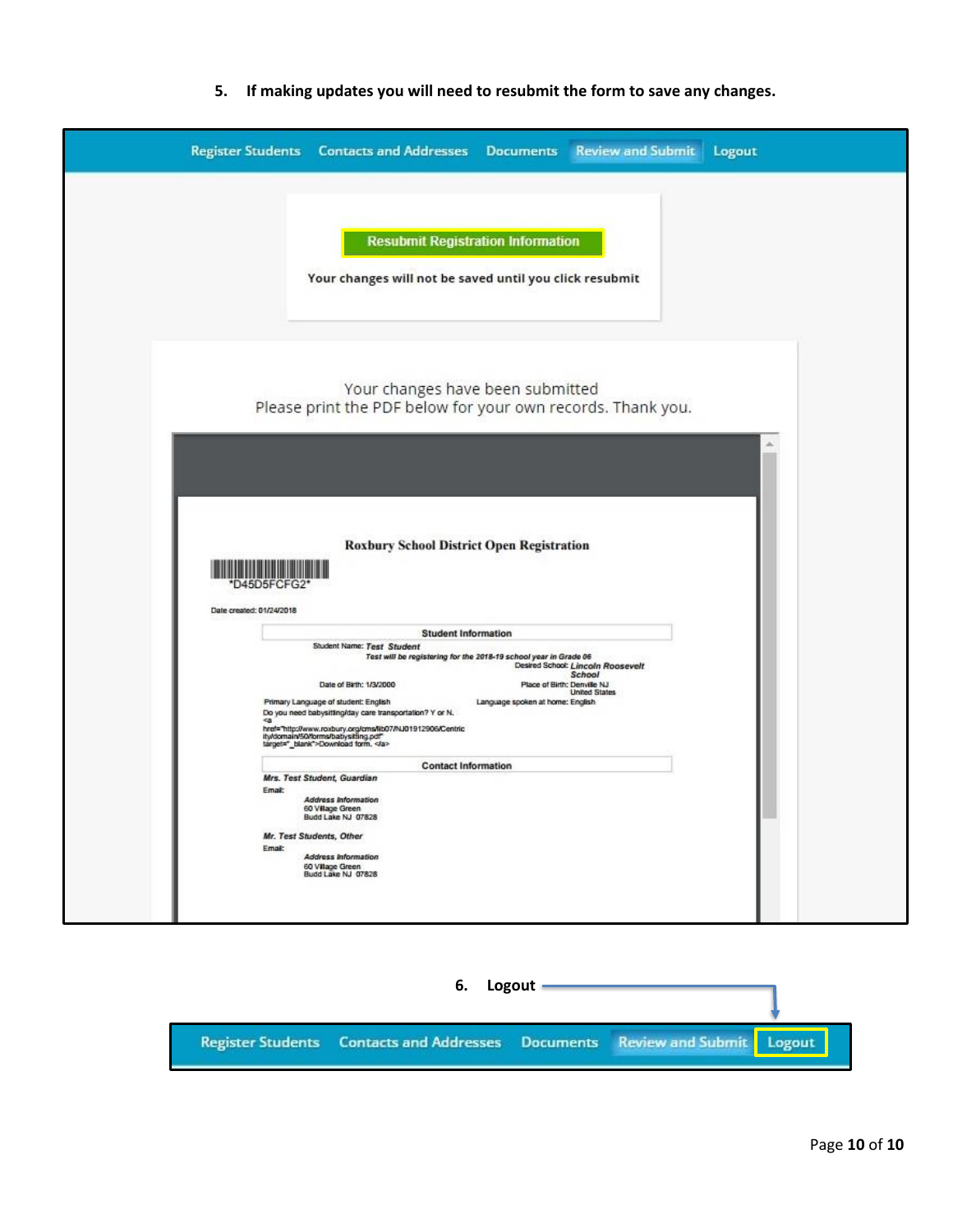5. **If making updates you will need to resubmit the form to save any changes.**

Register Students Contacts and Addresses Documents Review and Submit Logout

Resubmit Registration Information

Your changes will not be saved until you click resubmit

Your changes have been submitted
Please print the PDF below for your own records. Thank you.

Roxbury School District Open Registration

*D45D5FCFG2*

Date created: 01/24/2018

Student Information

Student Name: *Test Student*

*Test will be registering for the 2018-19 school year in Grade 06*

Desired School: *Lincoln Roosevelt School*

Date of Birth: 1/3/2000

Place of Birth: Denville NJ United States

Primary Language of student: English

Language spoken at home: English

Do you need babysitting/day care transportation? Y or N.
<a href="http://www.roxbury.org/cms/lib07/NJ01912906/Centricity/domain/50/forms/babysitting.pdf" target="_blank">Download form. </a>

Contact Information

*Mrs. Test Student, Guardian*

Email:

*Address Information*
60 Village Green
Budd Lake NJ 07828

*Mr. Test Students, Other*

Email:

*Address Information*
60 Village Green
Budd Lake NJ 07828

6. **Logout**

Register Students Contacts and Addresses Documents Review and Submit Logout